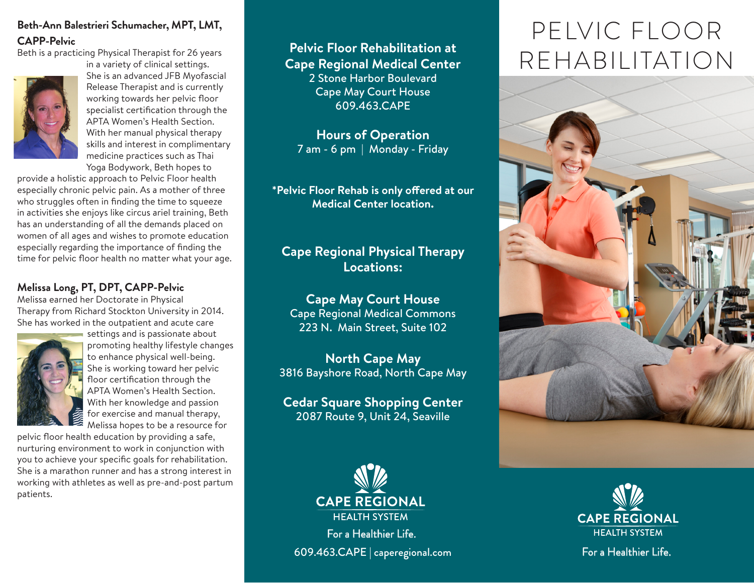### Beth-Ann Balestrieri Schumacher, MPT, LMT, CAPP-Pelvic

Beth is a practicing Physical Therapist for 26 years in a variety of clinical settings. She is an advanced JFB Myofascial Release Therapist and is currently working towards her pelvic floor specialist certification through the APTA Women's Health Section. With her manual physical therapy skills and interest in complimentary medicine practices such as Thai Yoga Bodywork, Beth hopes to provide a holistic approach to Pelvic Floor health especially chronic pelvic pain. As a mother of three who struggles often in finding the time to squeeze in activities she enjoys like circus ariel training, Beth has an understanding of all the demands placed on women of all ages and wishes to promote education especially regarding the importance of finding the time for pelvic floor health no matter what your age.

### Melissa Long, PT, DPT, CAPP-Pelvic

Melissa earned her Doctorate in Physical Therapy from Richard Stockton University in 2014. She has worked in the outpatient and acute care settings and is passionate about promoting healthy lifestyle changes to enhance physical well-being. She is working toward her pelvic floor certification through the APTA Women's Health Section. With her knowledge and passion for exercise and manual therapy, Melissa hopes to be a resource for pelvic floor health education by providing a safe, nurturing environment to work in conjunction with you to achieve your specific goals for rehabilitation. She is a marathon runner and has a strong interest in working with athletes as well as pre-and-post partum patients.

**Pelvic Floor Rehabilitation at Cape Regional Medical Center**
2 Stone Harbor Boulevard
Cape May Court House
609.463.CAPE

**Hours of Operation**
7 am - 6 pm | Monday - Friday

**\*Pelvic Floor Rehab is only offered at our Medical Center location.**

**Cape Regional Physical Therapy Locations:**

**Cape May Court House**
Cape Regional Medical Commons
223 N. Main Street, Suite 102

**North Cape May**
3816 Bayshore Road, North Cape May

**Cedar Square Shopping Center**
2087 Route 9, Unit 24, Seaville

CAPE REGIONAL
HEALTH SYSTEM
For a Healthier Life.
609.463.CAPE | caperegional.com

# PELVIC FLOOR REHABILITATION

CAPE REGIONAL
HEALTH SYSTEM
For a Healthier Life.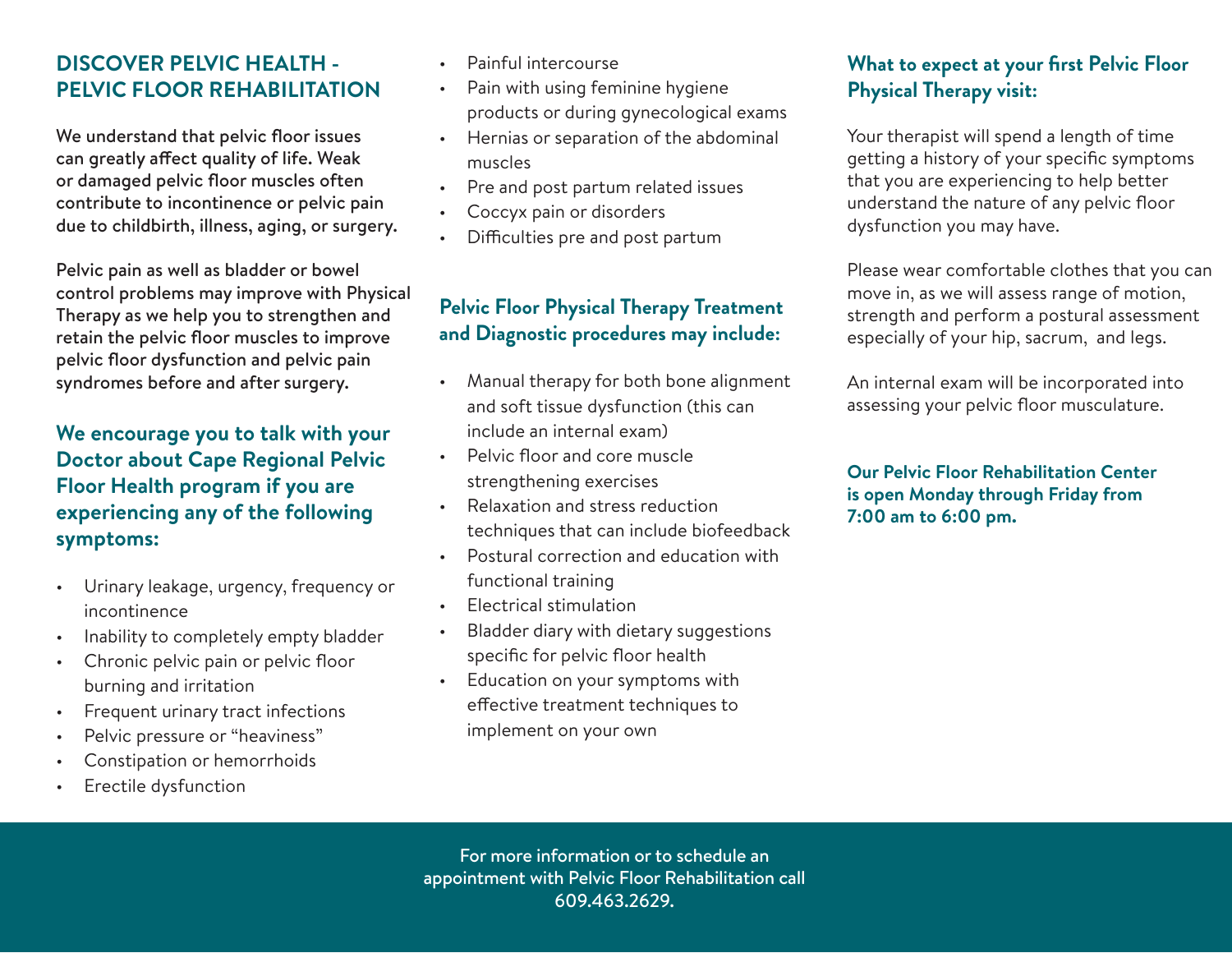## DISCOVER PELVIC HEALTH - PELVIC FLOOR REHABILITATION

**We understand that pelvic floor issues can greatly affect quality of life. Weak or damaged pelvic floor muscles often contribute to incontinence or pelvic pain due to childbirth, illness, aging, or surgery.**

**Pelvic pain as well as bladder or bowel control problems may improve with Physical Therapy as we help you to strengthen and retain the pelvic floor muscles to improve pelvic floor dysfunction and pelvic pain syndromes before and after surgery.**

### We encourage you to talk with your Doctor about Cape Regional Pelvic Floor Health program if you are experiencing any of the following symptoms:

- Urinary leakage, urgency, frequency or incontinence
- Inability to completely empty bladder
- Chronic pelvic pain or pelvic floor burning and irritation
- Frequent urinary tract infections
- Pelvic pressure or "heaviness"
- Constipation or hemorrhoids
- Erectile dysfunction
- Painful intercourse
- Pain with using feminine hygiene products or during gynecological exams
- Hernias or separation of the abdominal muscles
- Pre and post partum related issues
- Coccyx pain or disorders
- Difficulties pre and post partum

### Pelvic Floor Physical Therapy Treatment and Diagnostic procedures may include:

- Manual therapy for both bone alignment and soft tissue dysfunction (this can include an internal exam)
- Pelvic floor and core muscle strengthening exercises
- Relaxation and stress reduction techniques that can include biofeedback
- Postural correction and education with functional training
- Electrical stimulation
- Bladder diary with dietary suggestions specific for pelvic floor health
- Education on your symptoms with effective treatment techniques to implement on your own

### What to expect at your first Pelvic Floor Physical Therapy visit:

Your therapist will spend a length of time getting a history of your specific symptoms that you are experiencing to help better understand the nature of any pelvic floor dysfunction you may have.

Please wear comfortable clothes that you can move in, as we will assess range of motion, strength and perform a postural assessment especially of your hip, sacrum, and legs.

An internal exam will be incorporated into assessing your pelvic floor musculature.

**Our Pelvic Floor Rehabilitation Center is open Monday through Friday from 7:00 am to 6:00 pm.**

For more information or to schedule an appointment with Pelvic Floor Rehabilitation call 609.463.2629.